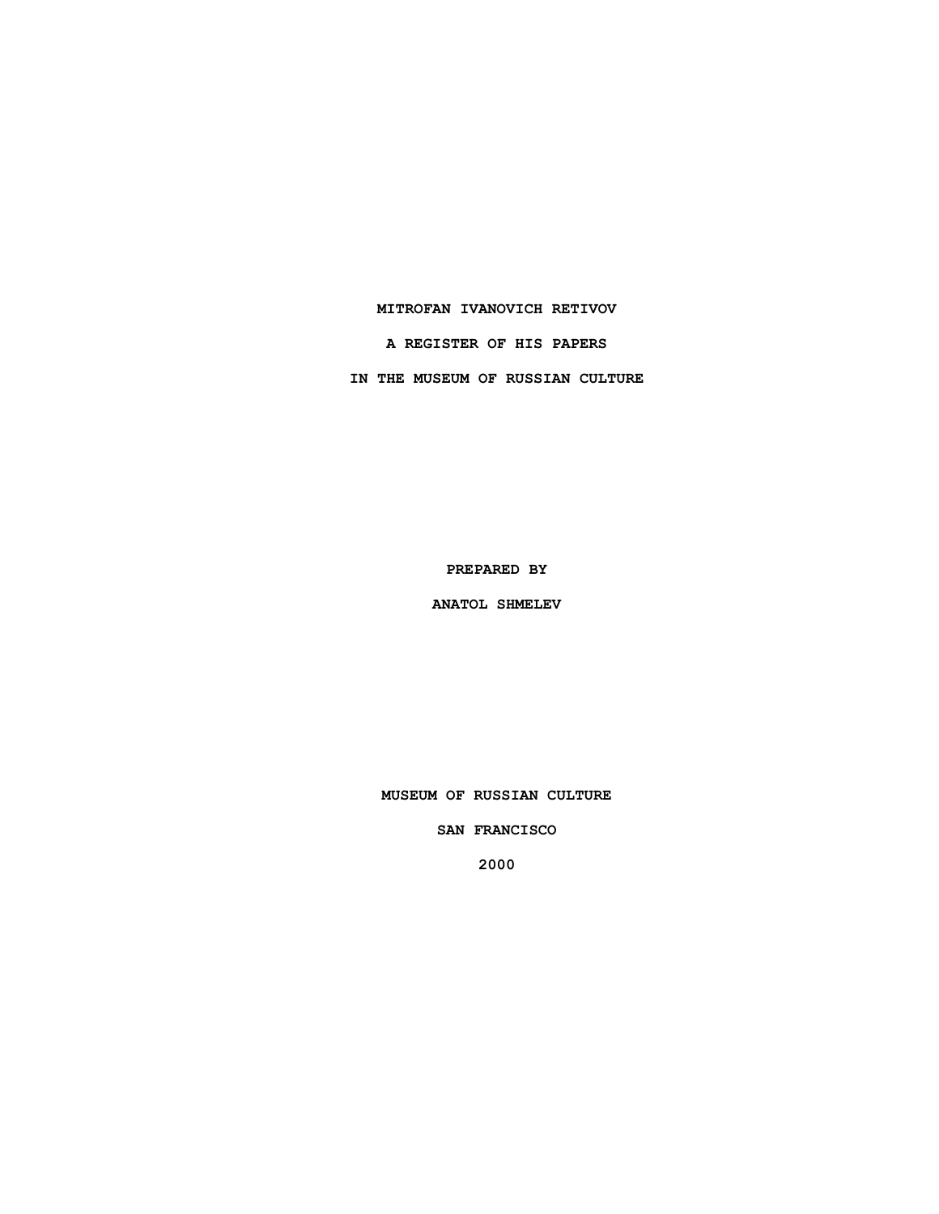# MITROFAN IVANOVICH RETIVOV

## A REGISTER OF HIS PAPERS

## IN THE MUSEUM OF RUSSIAN CULTURE

PREPARED BY

ANATOL SHMELEV

MUSEUM OF RUSSIAN CULTURE

SAN FRANCISCO

2000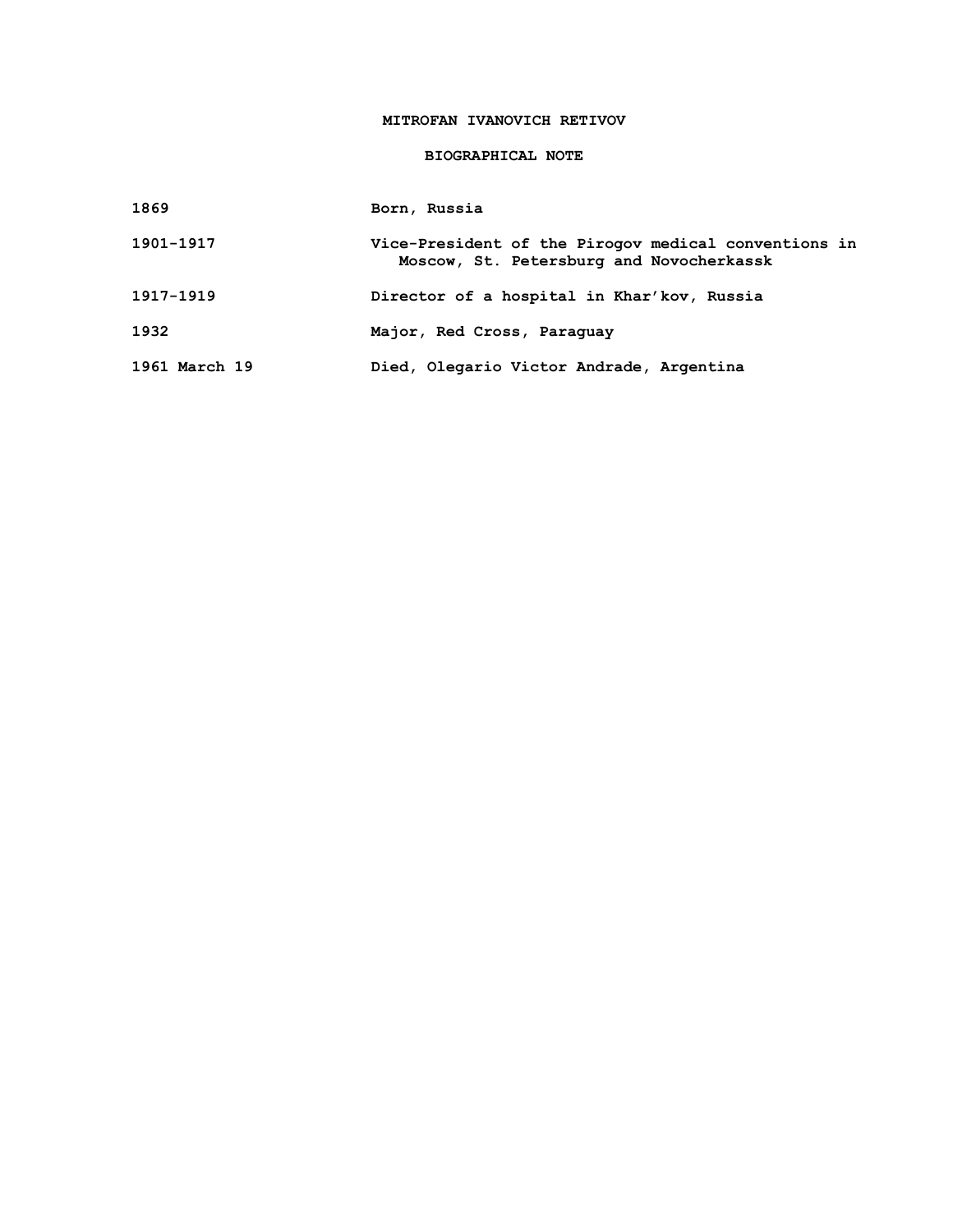# MITROFAN IVANOVICH RETIVOV

## BIOGRAPHICAL NOTE

| | |
|---|---|
| 1869 | Born, Russia |
| 1901-1917 | Vice-President of the Pirogov medical conventions in Moscow, St. Petersburg and Novocherkassk |
| 1917-1919 | Director of a hospital in Khar'kov, Russia |
| 1932 | Major, Red Cross, Paraguay |
| 1961 March 19 | Died, Olegario Victor Andrade, Argentina |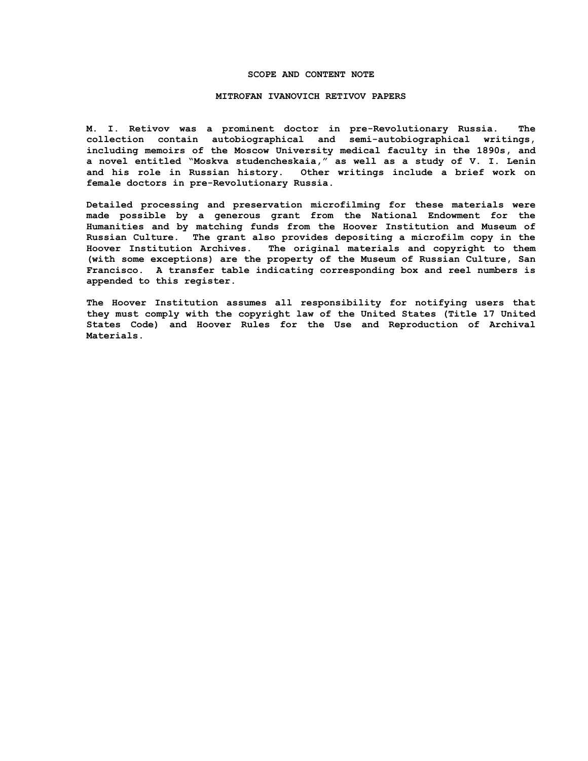## SCOPE AND CONTENT NOTE

## MITROFAN IVANOVICH RETIVOV PAPERS

M. I. Retivov was a prominent doctor in pre-Revolutionary Russia. The collection contain autobiographical and semi-autobiographical writings, including memoirs of the Moscow University medical faculty in the 1890s, and a novel entitled "Moskva studencheskaia," as well as a study of V. I. Lenin and his role in Russian history. Other writings include a brief work on female doctors in pre-Revolutionary Russia.

Detailed processing and preservation microfilming for these materials were made possible by a generous grant from the National Endowment for the Humanities and by matching funds from the Hoover Institution and Museum of Russian Culture. The grant also provides depositing a microfilm copy in the Hoover Institution Archives. The original materials and copyright to them (with some exceptions) are the property of the Museum of Russian Culture, San Francisco. A transfer table indicating corresponding box and reel numbers is appended to this register.

The Hoover Institution assumes all responsibility for notifying users that they must comply with the copyright law of the United States (Title 17 United States Code) and Hoover Rules for the Use and Reproduction of Archival Materials.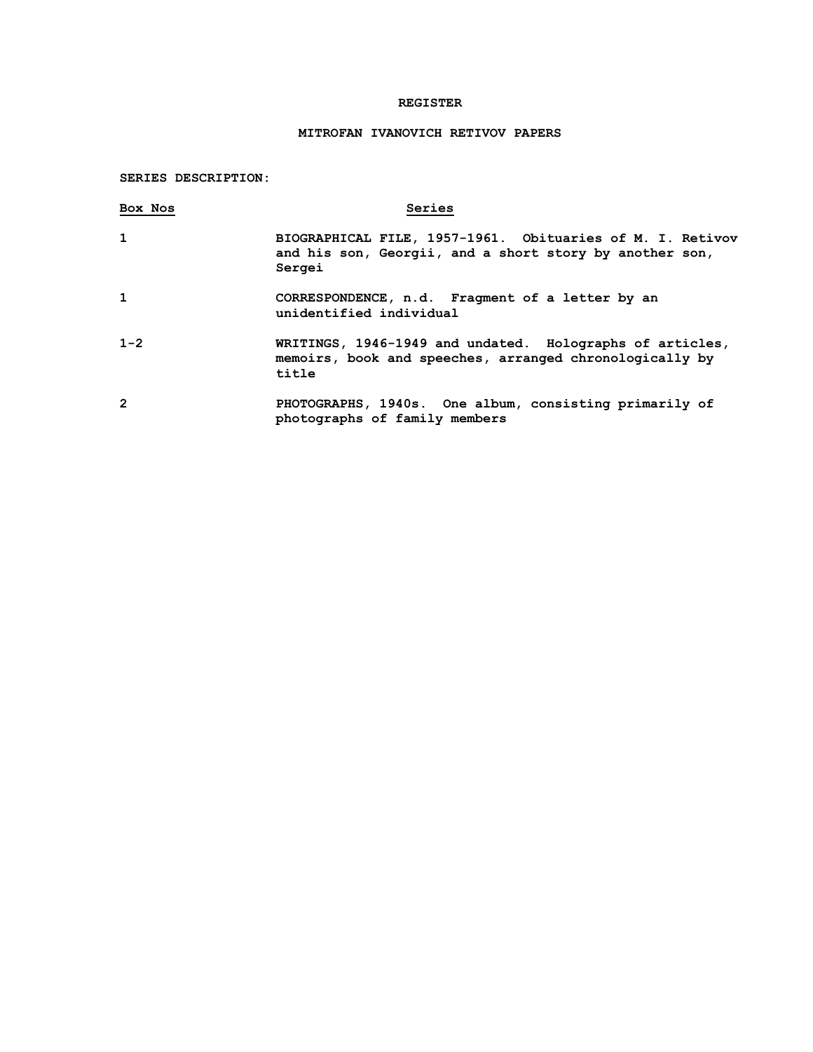# REGISTER

## MITROFAN IVANOVICH RETIVOV PAPERS

**SERIES DESCRIPTION:**

| Box Nos | Series |
|---|---|
| 1 | BIOGRAPHICAL FILE, 1957-1961. Obituaries of M. I. Retivov and his son, Georgii, and a short story by another son, Sergei |
| 1 | CORRESPONDENCE, n.d. Fragment of a letter by an unidentified individual |
| 1-2 | WRITINGS, 1946-1949 and undated. Holographs of articles, memoirs, book and speeches, arranged chronologically by title |
| 2 | PHOTOGRAPHS, 1940s. One album, consisting primarily of photographs of family members |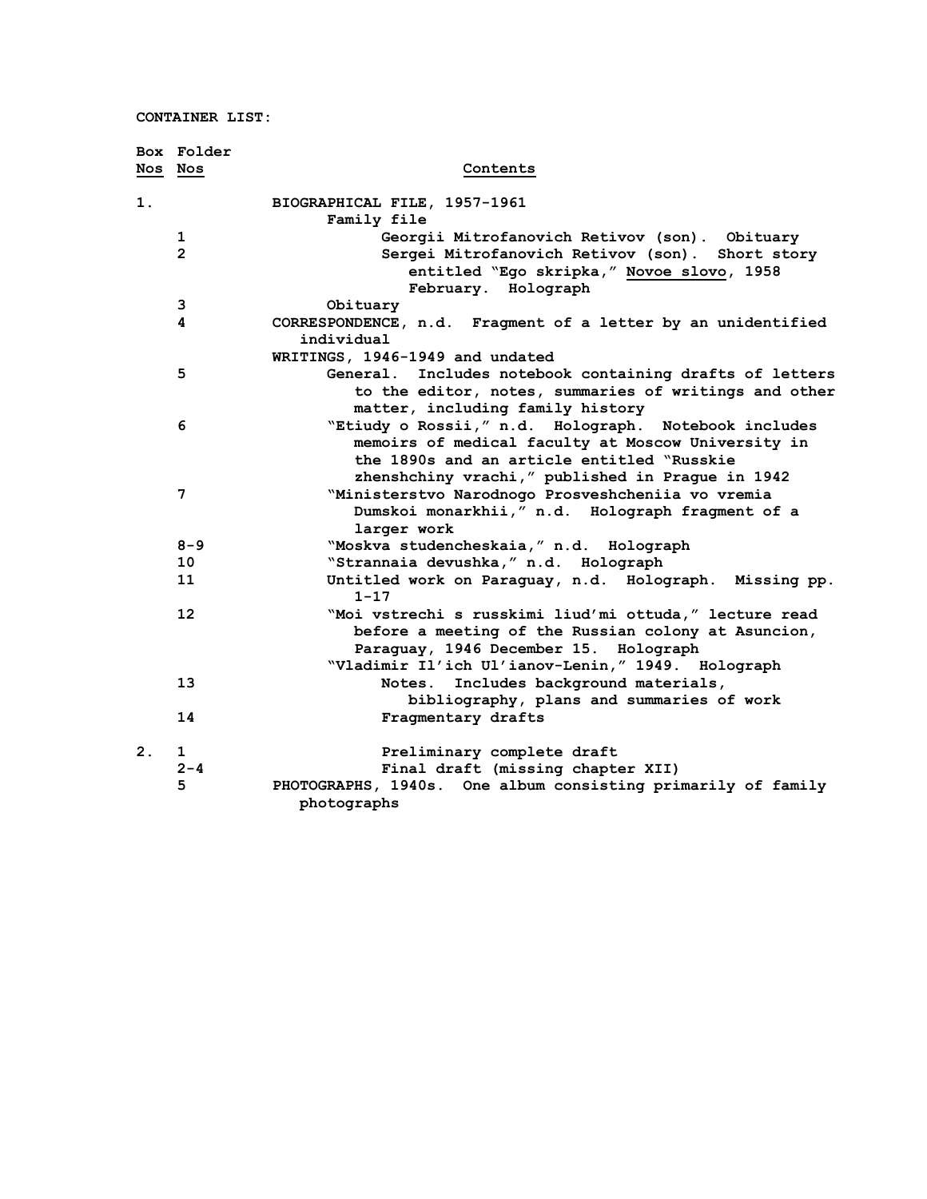**CONTAINER LIST:**

| Box Nos | Folder Nos | Contents |
|---|---|---|
| 1. | | **BIOGRAPHICAL FILE, 1957-1961** |
| | | Family file |
| | 1 | Georgii Mitrofanovich Retivov (son). Obituary |
| | 2 | Sergei Mitrofanovich Retivov (son). Short story entitled "Ego skripka," <u>Novoe slovo</u>, 1958 February. Holograph |
| | 3 | Obituary |
| | 4 | **CORRESPONDENCE, n.d.** Fragment of a letter by an unidentified individual |
| | | **WRITINGS, 1946-1949 and undated** |
| | 5 | General. Includes notebook containing drafts of letters to the editor, notes, summaries of writings and other matter, including family history |
| | 6 | "Etiudy o Rossii," n.d. Holograph. Notebook includes memoirs of medical faculty at Moscow University in the 1890s and an article entitled "Russkie zhenshchiny vrachi," published in Prague in 1942 |
| | 7 | "Ministerstvo Narodnogo Prosveshcheniia vo vremia Dumskoi monarkhii," n.d. Holograph fragment of a larger work |
| | 8-9 | "Moskva studencheskaia," n.d. Holograph |
| | 10 | "Strannaia devushka," n.d. Holograph |
| | 11 | Untitled work on Paraguay, n.d. Holograph. Missing pp. 1-17 |
| | 12 | "Moi vstrechi s russkimi liud'mi ottuda," lecture read before a meeting of the Russian colony at Asuncion, Paraguay, 1946 December 15. Holograph |
| | | "Vladimir Il'ich Ul'ianov-Lenin," 1949. Holograph |
| | 13 | Notes. Includes background materials, bibliography, plans and summaries of work |
| | 14 | Fragmentary drafts |
| 2. | 1 | Preliminary complete draft |
| | 2-4 | Final draft (missing chapter XII) |
| | 5 | **PHOTOGRAPHS, 1940s.** One album consisting primarily of family photographs |